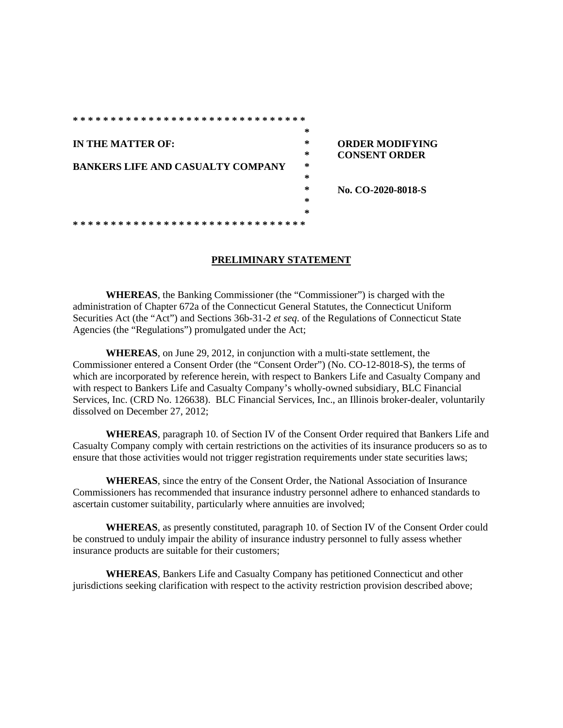| IN THE MATTER OF: | ORDER MODIFYING CONSENT ORDER |
|---|---|
| BANKERS LIFE AND CASUALTY COMPANY | No. CO-2020-8018-S |

## PRELIMINARY STATEMENT

**WHEREAS**, the Banking Commissioner (the "Commissioner") is charged with the administration of Chapter 672a of the Connecticut General Statutes, the Connecticut Uniform Securities Act (the "Act") and Sections 36b-31-2 *et seq*. of the Regulations of Connecticut State Agencies (the "Regulations") promulgated under the Act;

**WHEREAS**, on June 29, 2012, in conjunction with a multi-state settlement, the Commissioner entered a Consent Order (the "Consent Order") (No. CO-12-8018-S), the terms of which are incorporated by reference herein, with respect to Bankers Life and Casualty Company and with respect to Bankers Life and Casualty Company's wholly-owned subsidiary, BLC Financial Services, Inc. (CRD No. 126638). BLC Financial Services, Inc., an Illinois broker-dealer, voluntarily dissolved on December 27, 2012;

**WHEREAS**, paragraph 10. of Section IV of the Consent Order required that Bankers Life and Casualty Company comply with certain restrictions on the activities of its insurance producers so as to ensure that those activities would not trigger registration requirements under state securities laws;

**WHEREAS**, since the entry of the Consent Order, the National Association of Insurance Commissioners has recommended that insurance industry personnel adhere to enhanced standards to ascertain customer suitability, particularly where annuities are involved;

**WHEREAS**, as presently constituted, paragraph 10. of Section IV of the Consent Order could be construed to unduly impair the ability of insurance industry personnel to fully assess whether insurance products are suitable for their customers;

**WHEREAS**, Bankers Life and Casualty Company has petitioned Connecticut and other jurisdictions seeking clarification with respect to the activity restriction provision described above;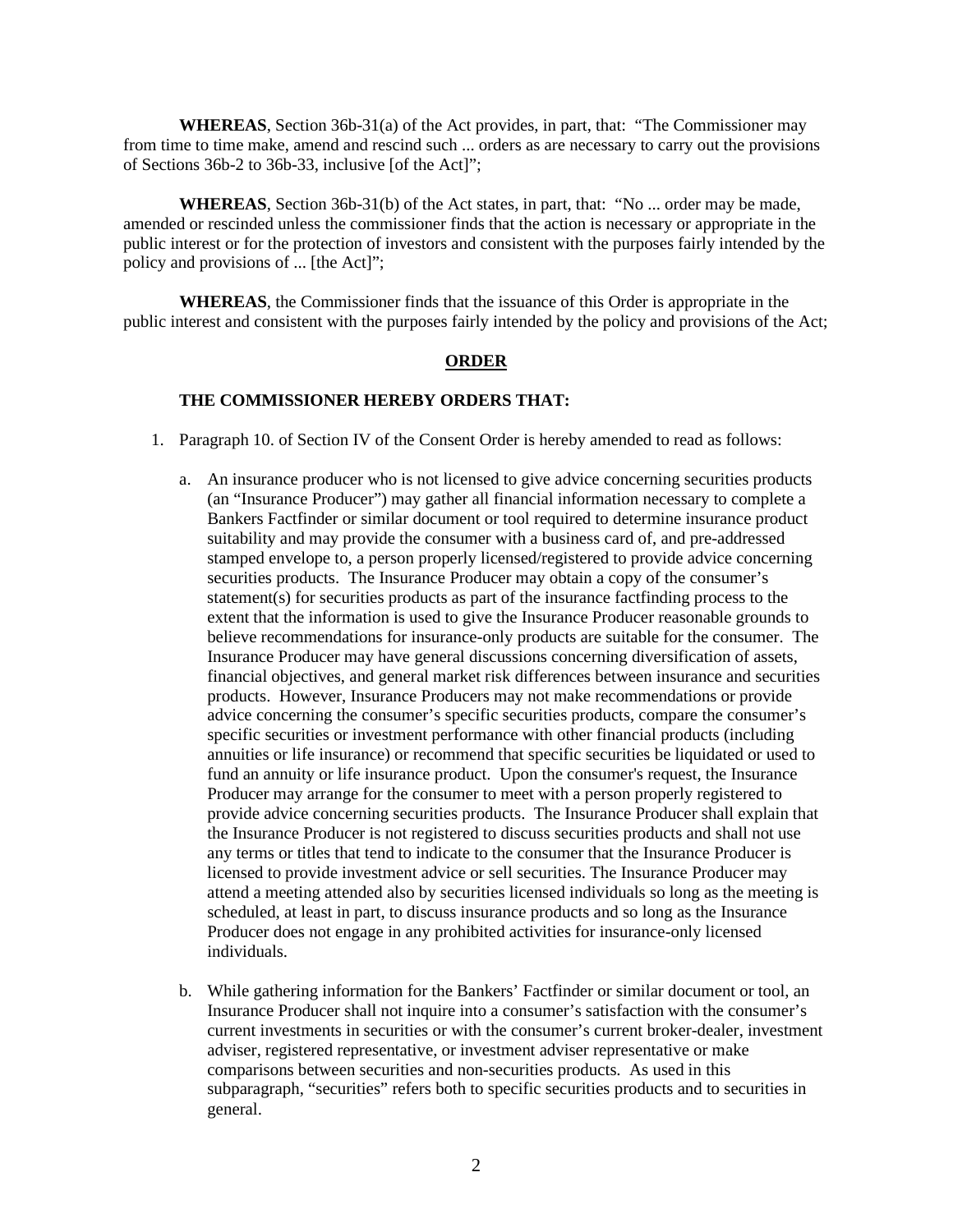**WHEREAS**, Section 36b-31(a) of the Act provides, in part, that: "The Commissioner may from time to time make, amend and rescind such ... orders as are necessary to carry out the provisions of Sections 36b-2 to 36b-33, inclusive [of the Act]";

**WHEREAS**, Section 36b-31(b) of the Act states, in part, that: "No ... order may be made, amended or rescinded unless the commissioner finds that the action is necessary or appropriate in the public interest or for the protection of investors and consistent with the purposes fairly intended by the policy and provisions of ... [the Act]";

**WHEREAS**, the Commissioner finds that the issuance of this Order is appropriate in the public interest and consistent with the purposes fairly intended by the policy and provisions of the Act;

## ORDER

**THE COMMISSIONER HEREBY ORDERS THAT:**

1. Paragraph 10. of Section IV of the Consent Order is hereby amended to read as follows:

   a. An insurance producer who is not licensed to give advice concerning securities products (an "Insurance Producer") may gather all financial information necessary to complete a Bankers Factfinder or similar document or tool required to determine insurance product suitability and may provide the consumer with a business card of, and pre-addressed stamped envelope to, a person properly licensed/registered to provide advice concerning securities products. The Insurance Producer may obtain a copy of the consumer's statement(s) for securities products as part of the insurance factfinding process to the extent that the information is used to give the Insurance Producer reasonable grounds to believe recommendations for insurance-only products are suitable for the consumer. The Insurance Producer may have general discussions concerning diversification of assets, financial objectives, and general market risk differences between insurance and securities products. However, Insurance Producers may not make recommendations or provide advice concerning the consumer's specific securities products, compare the consumer's specific securities or investment performance with other financial products (including annuities or life insurance) or recommend that specific securities be liquidated or used to fund an annuity or life insurance product. Upon the consumer's request, the Insurance Producer may arrange for the consumer to meet with a person properly registered to provide advice concerning securities products. The Insurance Producer shall explain that the Insurance Producer is not registered to discuss securities products and shall not use any terms or titles that tend to indicate to the consumer that the Insurance Producer is licensed to provide investment advice or sell securities. The Insurance Producer may attend a meeting attended also by securities licensed individuals so long as the meeting is scheduled, at least in part, to discuss insurance products and so long as the Insurance Producer does not engage in any prohibited activities for insurance-only licensed individuals.

   b. While gathering information for the Bankers' Factfinder or similar document or tool, an Insurance Producer shall not inquire into a consumer's satisfaction with the consumer's current investments in securities or with the consumer's current broker-dealer, investment adviser, registered representative, or investment adviser representative or make comparisons between securities and non-securities products. As used in this subparagraph, "securities" refers both to specific securities products and to securities in general.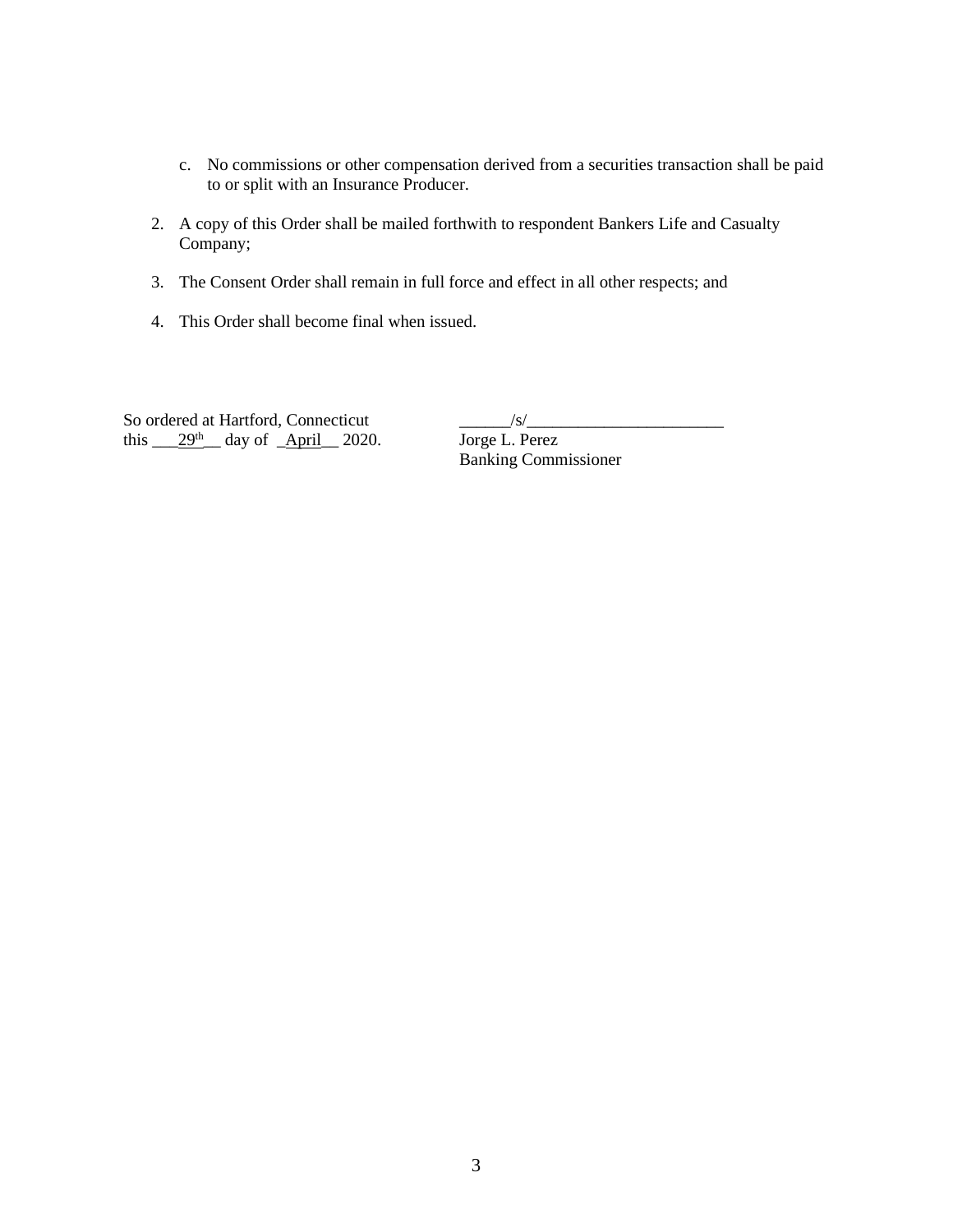c. No commissions or other compensation derived from a securities transaction shall be paid to or split with an Insurance Producer.

2. A copy of this Order shall be mailed forthwith to respondent Bankers Life and Casualty Company;

3. The Consent Order shall remain in full force and effect in all other respects; and

4. This Order shall become final when issued.

So ordered at Hartford, Connecticut
this ___29th__ day of _April__ 2020.

______/s/________________________
Jorge L. Perez
Banking Commissioner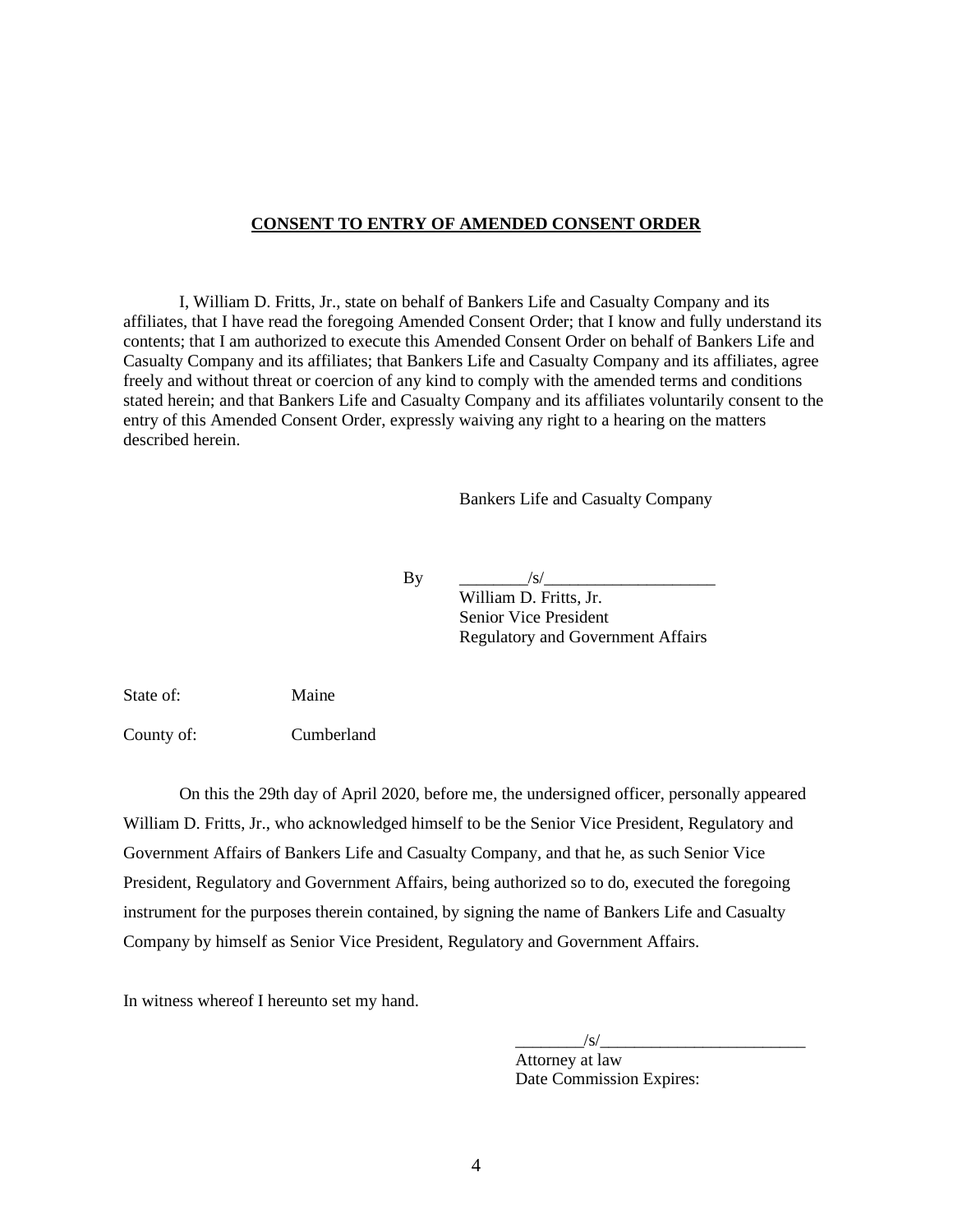**CONSENT TO ENTRY OF AMENDED CONSENT ORDER**

I, William D. Fritts, Jr., state on behalf of Bankers Life and Casualty Company and its affiliates, that I have read the foregoing Amended Consent Order; that I know and fully understand its contents; that I am authorized to execute this Amended Consent Order on behalf of Bankers Life and Casualty Company and its affiliates; that Bankers Life and Casualty Company and its affiliates, agree freely and without threat or coercion of any kind to comply with the amended terms and conditions stated herein; and that Bankers Life and Casualty Company and its affiliates voluntarily consent to the entry of this Amended Consent Order, expressly waiving any right to a hearing on the matters described herein.

Bankers Life and Casualty Company

By ________/s/____________________
William D. Fritts, Jr.
Senior Vice President
Regulatory and Government Affairs

State of: Maine

County of: Cumberland

On this the 29th day of April 2020, before me, the undersigned officer, personally appeared William D. Fritts, Jr., who acknowledged himself to be the Senior Vice President, Regulatory and Government Affairs of Bankers Life and Casualty Company, and that he, as such Senior Vice President, Regulatory and Government Affairs, being authorized so to do, executed the foregoing instrument for the purposes therein contained, by signing the name of Bankers Life and Casualty Company by himself as Senior Vice President, Regulatory and Government Affairs.

In witness whereof I hereunto set my hand.

________/s/________________________
Attorney at law
Date Commission Expires: